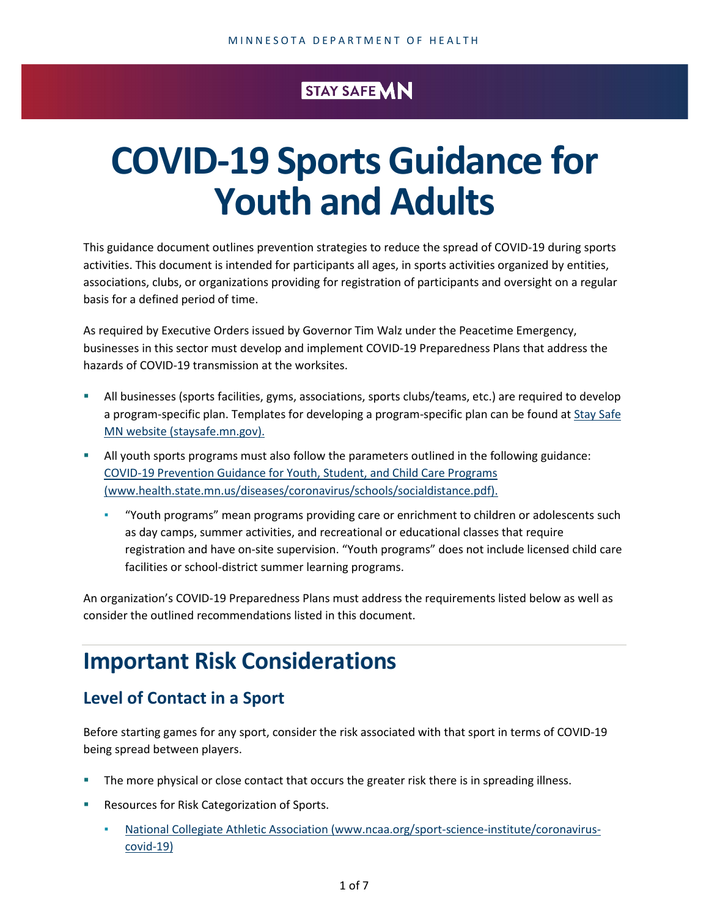STAY SAFE MN

# COVID-19 Sports Guidance for Youth and Adults

This guidance document outlines prevention strategies to reduce the spread of COVID-19 during sports activities. This document is intended for participants all ages, in sports activities organized by entities, associations, clubs, or organizations providing for registration of participants and oversight on a regular basis for a defined period of time.

As required by Executive Orders issued by Governor Tim Walz under the Peacetime Emergency, businesses in this sector must develop and implement COVID-19 Preparedness Plans that address the hazards of COVID-19 transmission at the worksites.

- All businesses (sports facilities, gyms, associations, sports clubs/teams, etc.) are required to develop a program-specific plan. Templates for developing a program-specific plan can be found at [Stay Safe MN website (staysafe.mn.gov).](staysafe.mn.gov)
- All youth sports programs must also follow the parameters outlined in the following guidance: [COVID-19 Prevention Guidance for Youth, Student, and Child Care Programs (www.health.state.mn.us/diseases/coronavirus/schools/socialdistance.pdf).](www.health.state.mn.us/diseases/coronavirus/schools/socialdistance.pdf)
  - "Youth programs" mean programs providing care or enrichment to children or adolescents such as day camps, summer activities, and recreational or educational classes that require registration and have on-site supervision. "Youth programs" does not include licensed child care facilities or school-district summer learning programs.

An organization's COVID-19 Preparedness Plans must address the requirements listed below as well as consider the outlined recommendations listed in this document.

## Important Risk Considerations

### Level of Contact in a Sport

Before starting games for any sport, consider the risk associated with that sport in terms of COVID-19 being spread between players.

- The more physical or close contact that occurs the greater risk there is in spreading illness.
- Resources for Risk Categorization of Sports.
  - [National Collegiate Athletic Association (www.ncaa.org/sport-science-institute/coronavirus-covid-19)](www.ncaa.org/sport-science-institute/coronavirus-covid-19)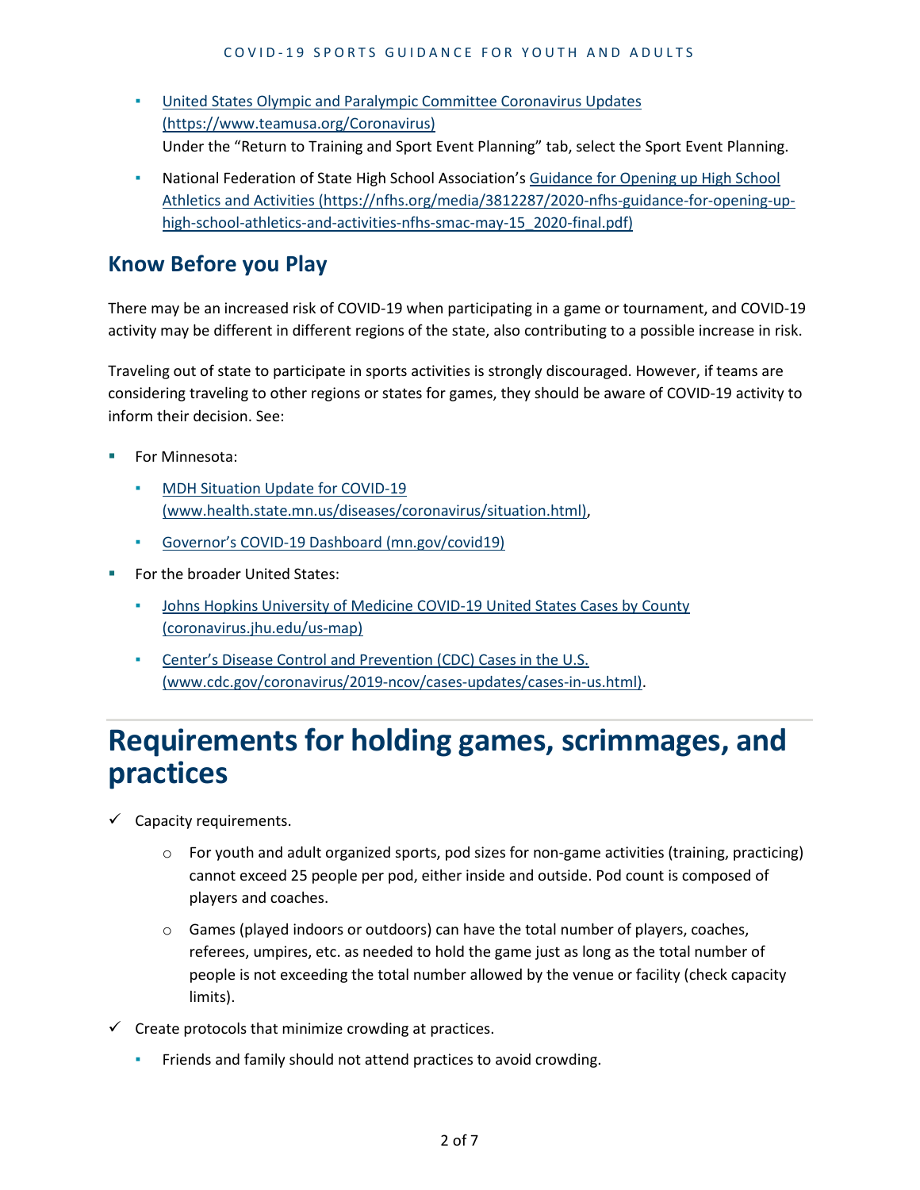- [United States Olympic and Paralympic Committee Coronavirus Updates (https://www.teamusa.org/Coronavirus)](https://www.teamusa.org/Coronavirus)
  Under the "Return to Training and Sport Event Planning" tab, select the Sport Event Planning.
- National Federation of State High School Association's [Guidance for Opening up High School Athletics and Activities (https://nfhs.org/media/3812287/2020-nfhs-guidance-for-opening-up-high-school-athletics-and-activities-nfhs-smac-may-15_2020-final.pdf)](https://nfhs.org/media/3812287/2020-nfhs-guidance-for-opening-up-high-school-athletics-and-activities-nfhs-smac-may-15_2020-final.pdf)

## Know Before you Play

There may be an increased risk of COVID-19 when participating in a game or tournament, and COVID-19 activity may be different in different regions of the state, also contributing to a possible increase in risk.

Traveling out of state to participate in sports activities is strongly discouraged. However, if teams are considering traveling to other regions or states for games, they should be aware of COVID-19 activity to inform their decision. See:

- For Minnesota:
  - [MDH Situation Update for COVID-19 (www.health.state.mn.us/diseases/coronavirus/situation.html)](www.health.state.mn.us/diseases/coronavirus/situation.html),
  - [Governor's COVID-19 Dashboard (mn.gov/covid19)](mn.gov/covid19)
- For the broader United States:
  - [Johns Hopkins University of Medicine COVID-19 United States Cases by County (coronavirus.jhu.edu/us-map)](coronavirus.jhu.edu/us-map)
  - [Center's Disease Control and Prevention (CDC) Cases in the U.S. (www.cdc.gov/coronavirus/2019-ncov/cases-updates/cases-in-us.html)](www.cdc.gov/coronavirus/2019-ncov/cases-updates/cases-in-us.html).

# Requirements for holding games, scrimmages, and practices

- ✓ Capacity requirements.
  - For youth and adult organized sports, pod sizes for non-game activities (training, practicing) cannot exceed 25 people per pod, either inside and outside. Pod count is composed of players and coaches.
  - Games (played indoors or outdoors) can have the total number of players, coaches, referees, umpires, etc. as needed to hold the game just as long as the total number of people is not exceeding the total number allowed by the venue or facility (check capacity limits).
- ✓ Create protocols that minimize crowding at practices.
  - Friends and family should not attend practices to avoid crowding.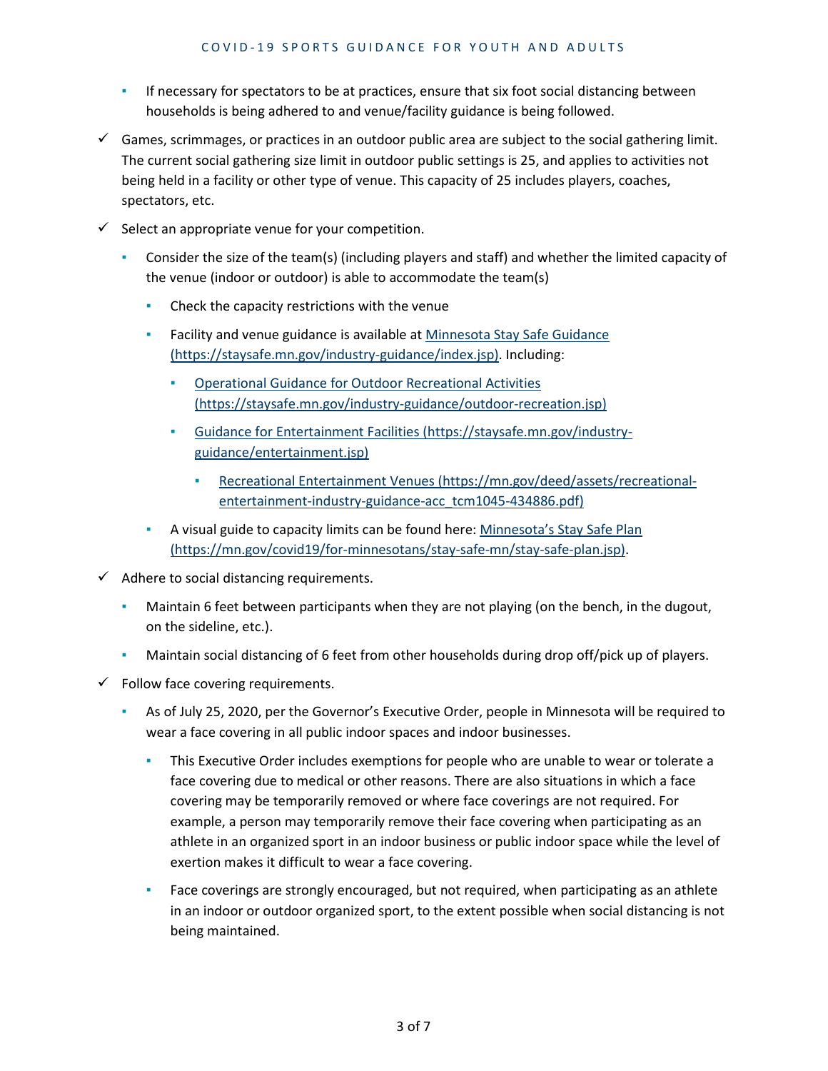- If necessary for spectators to be at practices, ensure that six foot social distancing between households is being adhered to and venue/facility guidance is being followed.

- ✓ Games, scrimmages, or practices in an outdoor public area are subject to the social gathering limit. The current social gathering size limit in outdoor public settings is 25, and applies to activities not being held in a facility or other type of venue. This capacity of 25 includes players, coaches, spectators, etc.
- ✓ Select an appropriate venue for your competition.
  - Consider the size of the team(s) (including players and staff) and whether the limited capacity of the venue (indoor or outdoor) is able to accommodate the team(s)
    - Check the capacity restrictions with the venue
    - Facility and venue guidance is available at [Minnesota Stay Safe Guidance (https://staysafe.mn.gov/industry-guidance/index.jsp)](https://staysafe.mn.gov/industry-guidance/index.jsp). Including:
      - [Operational Guidance for Outdoor Recreational Activities (https://staysafe.mn.gov/industry-guidance/outdoor-recreation.jsp)](https://staysafe.mn.gov/industry-guidance/outdoor-recreation.jsp)
      - [Guidance for Entertainment Facilities (https://staysafe.mn.gov/industry-guidance/entertainment.jsp)](https://staysafe.mn.gov/industry-guidance/entertainment.jsp)
        - [Recreational Entertainment Venues (https://mn.gov/deed/assets/recreational-entertainment-industry-guidance-acc_tcm1045-434886.pdf)](https://mn.gov/deed/assets/recreational-entertainment-industry-guidance-acc_tcm1045-434886.pdf)
    - A visual guide to capacity limits can be found here: [Minnesota's Stay Safe Plan (https://mn.gov/covid19/for-minnesotans/stay-safe-mn/stay-safe-plan.jsp)](https://mn.gov/covid19/for-minnesotans/stay-safe-mn/stay-safe-plan.jsp).
- ✓ Adhere to social distancing requirements.
  - Maintain 6 feet between participants when they are not playing (on the bench, in the dugout, on the sideline, etc.).
  - Maintain social distancing of 6 feet from other households during drop off/pick up of players.
- ✓ Follow face covering requirements.
  - As of July 25, 2020, per the Governor's Executive Order, people in Minnesota will be required to wear a face covering in all public indoor spaces and indoor businesses.
    - This Executive Order includes exemptions for people who are unable to wear or tolerate a face covering due to medical or other reasons. There are also situations in which a face covering may be temporarily removed or where face coverings are not required. For example, a person may temporarily remove their face covering when participating as an athlete in an organized sport in an indoor business or public indoor space while the level of exertion makes it difficult to wear a face covering.
    - Face coverings are strongly encouraged, but not required, when participating as an athlete in an indoor or outdoor organized sport, to the extent possible when social distancing is not being maintained.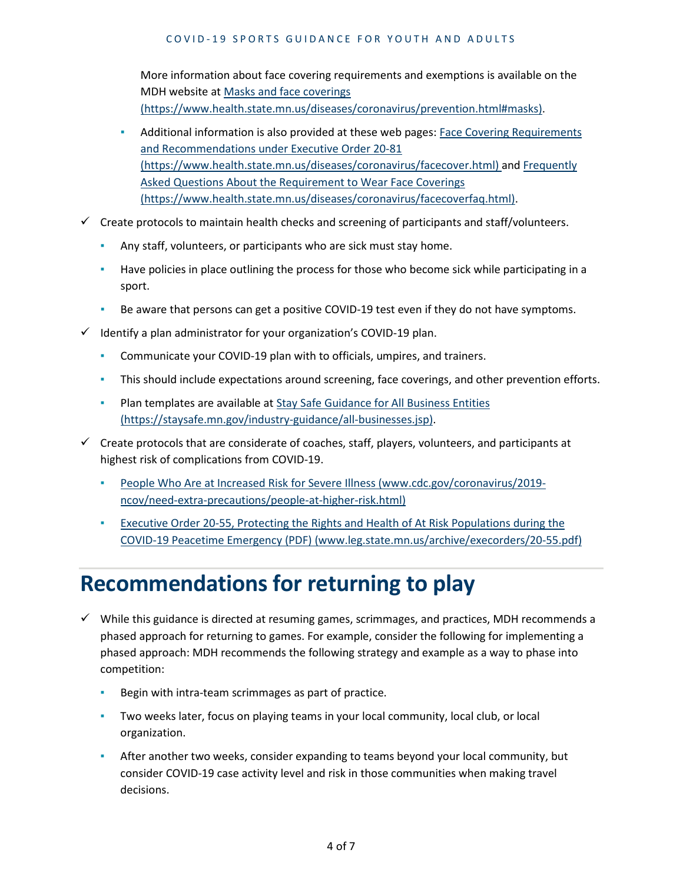More information about face covering requirements and exemptions is available on the MDH website at [Masks and face coverings (https://www.health.state.mn.us/diseases/coronavirus/prevention.html#masks)](https://www.health.state.mn.us/diseases/coronavirus/prevention.html#masks).

  - Additional information is also provided at these web pages: [Face Covering Requirements and Recommendations under Executive Order 20-81 (https://www.health.state.mn.us/diseases/coronavirus/facecover.html)](https://www.health.state.mn.us/diseases/coronavirus/facecover.html) and [Frequently Asked Questions About the Requirement to Wear Face Coverings (https://www.health.state.mn.us/diseases/coronavirus/facecoverfaq.html)](https://www.health.state.mn.us/diseases/coronavirus/facecoverfaq.html).

- ✓ Create protocols to maintain health checks and screening of participants and staff/volunteers.
  - Any staff, volunteers, or participants who are sick must stay home.
  - Have policies in place outlining the process for those who become sick while participating in a sport.
  - Be aware that persons can get a positive COVID-19 test even if they do not have symptoms.
- ✓ Identify a plan administrator for your organization's COVID-19 plan.
  - Communicate your COVID-19 plan with to officials, umpires, and trainers.
  - This should include expectations around screening, face coverings, and other prevention efforts.
  - Plan templates are available at [Stay Safe Guidance for All Business Entities (https://staysafe.mn.gov/industry-guidance/all-businesses.jsp)](https://staysafe.mn.gov/industry-guidance/all-businesses.jsp).
- ✓ Create protocols that are considerate of coaches, staff, players, volunteers, and participants at highest risk of complications from COVID-19.
  - [People Who Are at Increased Risk for Severe Illness (www.cdc.gov/coronavirus/2019-ncov/need-extra-precautions/people-at-higher-risk.html)](https://www.cdc.gov/coronavirus/2019-ncov/need-extra-precautions/people-at-higher-risk.html)
  - [Executive Order 20-55, Protecting the Rights and Health of At Risk Populations during the COVID-19 Peacetime Emergency (PDF) (www.leg.state.mn.us/archive/execorders/20-55.pdf)](https://www.leg.state.mn.us/archive/execorders/20-55.pdf)

# Recommendations for returning to play

- ✓ While this guidance is directed at resuming games, scrimmages, and practices, MDH recommends a phased approach for returning to games. For example, consider the following for implementing a phased approach: MDH recommends the following strategy and example as a way to phase into competition:
  - Begin with intra-team scrimmages as part of practice.
  - Two weeks later, focus on playing teams in your local community, local club, or local organization.
  - After another two weeks, consider expanding to teams beyond your local community, but consider COVID-19 case activity level and risk in those communities when making travel decisions.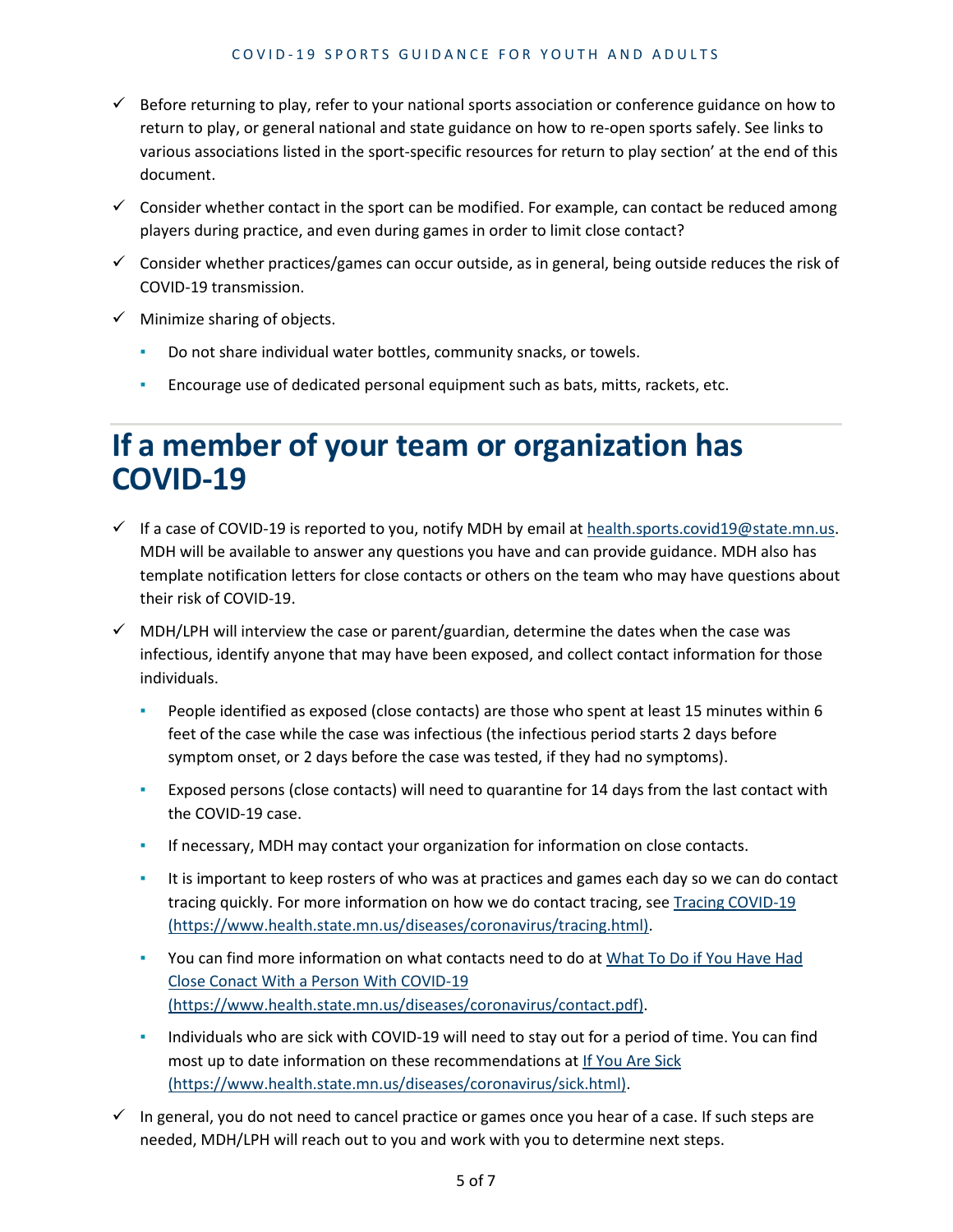- ✓ Before returning to play, refer to your national sports association or conference guidance on how to return to play, or general national and state guidance on how to re-open sports safely. See links to various associations listed in the sport-specific resources for return to play section' at the end of this document.
- ✓ Consider whether contact in the sport can be modified. For example, can contact be reduced among players during practice, and even during games in order to limit close contact?
- ✓ Consider whether practices/games can occur outside, as in general, being outside reduces the risk of COVID-19 transmission.
- ✓ Minimize sharing of objects.
  - Do not share individual water bottles, community snacks, or towels.
  - Encourage use of dedicated personal equipment such as bats, mitts, rackets, etc.

# If a member of your team or organization has COVID-19

- ✓ If a case of COVID-19 is reported to you, notify MDH by email at [health.sports.covid19@state.mn.us](mailto:health.sports.covid19@state.mn.us). MDH will be available to answer any questions you have and can provide guidance. MDH also has template notification letters for close contacts or others on the team who may have questions about their risk of COVID-19.
- ✓ MDH/LPH will interview the case or parent/guardian, determine the dates when the case was infectious, identify anyone that may have been exposed, and collect contact information for those individuals.
  - People identified as exposed (close contacts) are those who spent at least 15 minutes within 6 feet of the case while the case was infectious (the infectious period starts 2 days before symptom onset, or 2 days before the case was tested, if they had no symptoms).
  - Exposed persons (close contacts) will need to quarantine for 14 days from the last contact with the COVID-19 case.
  - If necessary, MDH may contact your organization for information on close contacts.
  - It is important to keep rosters of who was at practices and games each day so we can do contact tracing quickly. For more information on how we do contact tracing, see [Tracing COVID-19 (https://www.health.state.mn.us/diseases/coronavirus/tracing.html)](https://www.health.state.mn.us/diseases/coronavirus/tracing.html).
  - You can find more information on what contacts need to do at [What To Do if You Have Had Close Conact With a Person With COVID-19 (https://www.health.state.mn.us/diseases/coronavirus/contact.pdf)](https://www.health.state.mn.us/diseases/coronavirus/contact.pdf).
  - Individuals who are sick with COVID-19 will need to stay out for a period of time. You can find most up to date information on these recommendations at [If You Are Sick (https://www.health.state.mn.us/diseases/coronavirus/sick.html)](https://www.health.state.mn.us/diseases/coronavirus/sick.html).
- ✓ In general, you do not need to cancel practice or games once you hear of a case. If such steps are needed, MDH/LPH will reach out to you and work with you to determine next steps.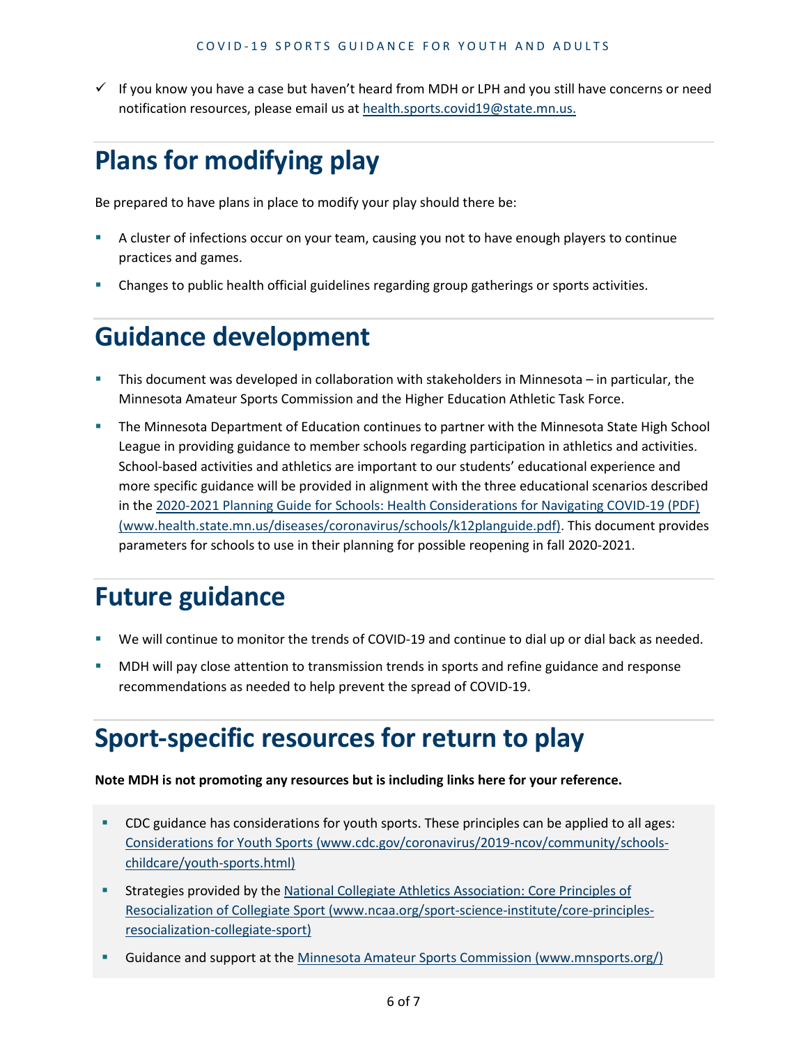- ✓ If you know you have a case but haven't heard from MDH or LPH and you still have concerns or need notification resources, please email us at health.sports.covid19@state.mn.us.

## Plans for modifying play

Be prepared to have plans in place to modify your play should there be:

- A cluster of infections occur on your team, causing you not to have enough players to continue practices and games.
- Changes to public health official guidelines regarding group gatherings or sports activities.

## Guidance development

- This document was developed in collaboration with stakeholders in Minnesota – in particular, the Minnesota Amateur Sports Commission and the Higher Education Athletic Task Force.
- The Minnesota Department of Education continues to partner with the Minnesota State High School League in providing guidance to member schools regarding participation in athletics and activities. School-based activities and athletics are important to our students' educational experience and more specific guidance will be provided in alignment with the three educational scenarios described in the 2020-2021 Planning Guide for Schools: Health Considerations for Navigating COVID-19 (PDF) (www.health.state.mn.us/diseases/coronavirus/schools/k12planguide.pdf). This document provides parameters for schools to use in their planning for possible reopening in fall 2020-2021.

## Future guidance

- We will continue to monitor the trends of COVID-19 and continue to dial up or dial back as needed.
- MDH will pay close attention to transmission trends in sports and refine guidance and response recommendations as needed to help prevent the spread of COVID-19.

## Sport-specific resources for return to play

**Note MDH is not promoting any resources but is including links here for your reference.**

- CDC guidance has considerations for youth sports. These principles can be applied to all ages: Considerations for Youth Sports (www.cdc.gov/coronavirus/2019-ncov/community/schools-childcare/youth-sports.html)
- Strategies provided by the National Collegiate Athletics Association: Core Principles of Resocialization of Collegiate Sport (www.ncaa.org/sport-science-institute/core-principles-resocialization-collegiate-sport)
- Guidance and support at the Minnesota Amateur Sports Commission (www.mnsports.org/)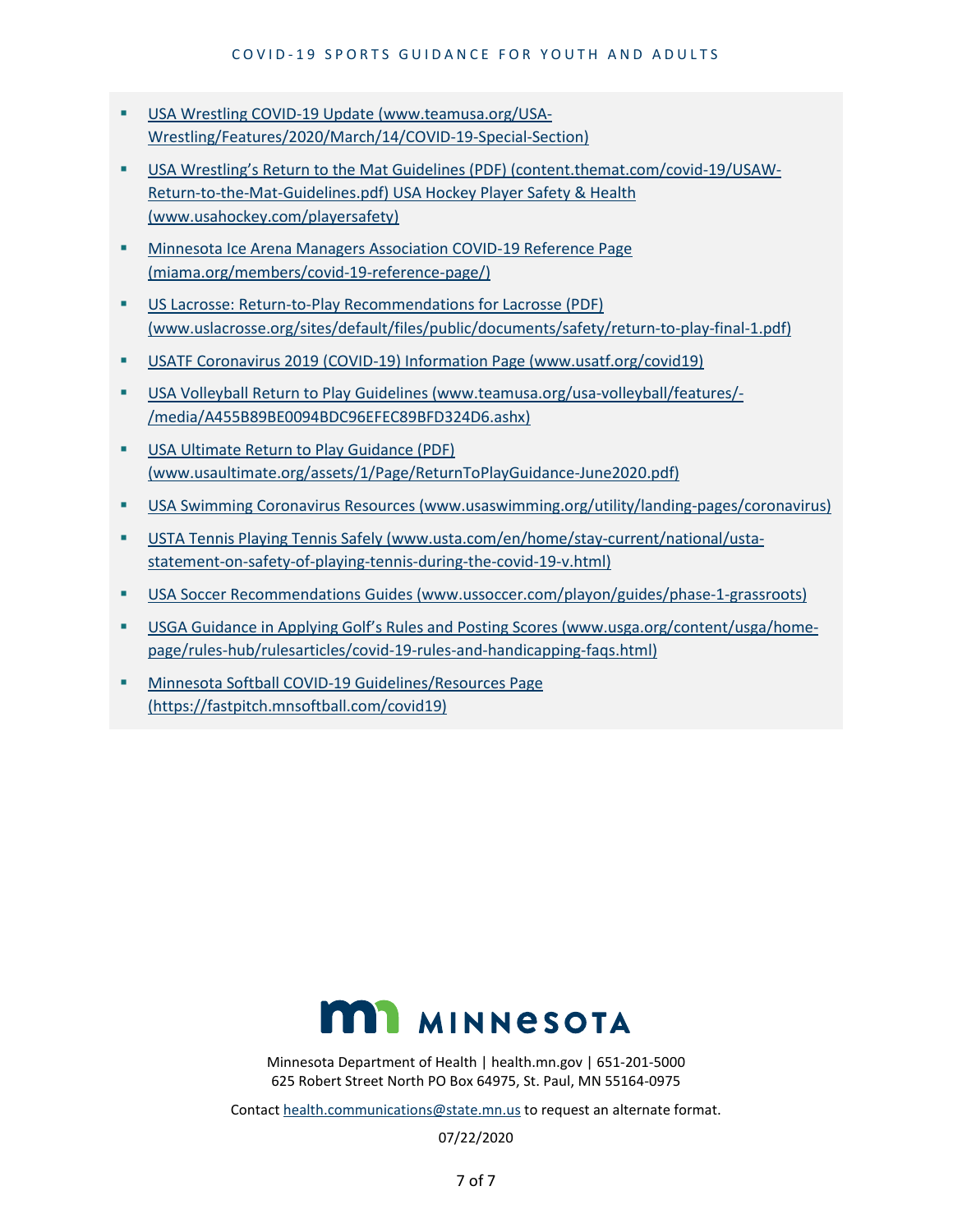- USA Wrestling COVID-19 Update (www.teamusa.org/USA-Wrestling/Features/2020/March/14/COVID-19-Special-Section)
- USA Wrestling's Return to the Mat Guidelines (PDF) (content.themat.com/covid-19/USAW-Return-to-the-Mat-Guidelines.pdf) USA Hockey Player Safety & Health (www.usahockey.com/playersafety)
- Minnesota Ice Arena Managers Association COVID-19 Reference Page (miama.org/members/covid-19-reference-page/)
- US Lacrosse: Return-to-Play Recommendations for Lacrosse (PDF) (www.uslacrosse.org/sites/default/files/public/documents/safety/return-to-play-final-1.pdf)
- USATF Coronavirus 2019 (COVID-19) Information Page (www.usatf.org/covid19)
- USA Volleyball Return to Play Guidelines (www.teamusa.org/usa-volleyball/features/-/media/A455B89BE0094BDC96EFEC89BFD324D6.ashx)
- USA Ultimate Return to Play Guidance (PDF) (www.usaultimate.org/assets/1/Page/ReturnToPlayGuidance-June2020.pdf)
- USA Swimming Coronavirus Resources (www.usaswimming.org/utility/landing-pages/coronavirus)
- USTA Tennis Playing Tennis Safely (www.usta.com/en/home/stay-current/national/usta-statement-on-safety-of-playing-tennis-during-the-covid-19-v.html)
- USA Soccer Recommendations Guides (www.ussoccer.com/playon/guides/phase-1-grassroots)
- USGA Guidance in Applying Golf's Rules and Posting Scores (www.usga.org/content/usga/home-page/rules-hub/rulesarticles/covid-19-rules-and-handicapping-faqs.html)
- Minnesota Softball COVID-19 Guidelines/Resources Page (https://fastpitch.mnsoftball.com/covid19)

MINNESOTA

Minnesota Department of Health | health.mn.gov | 651-201-5000
625 Robert Street North PO Box 64975, St. Paul, MN 55164-0975

Contact health.communications@state.mn.us to request an alternate format.

07/22/2020